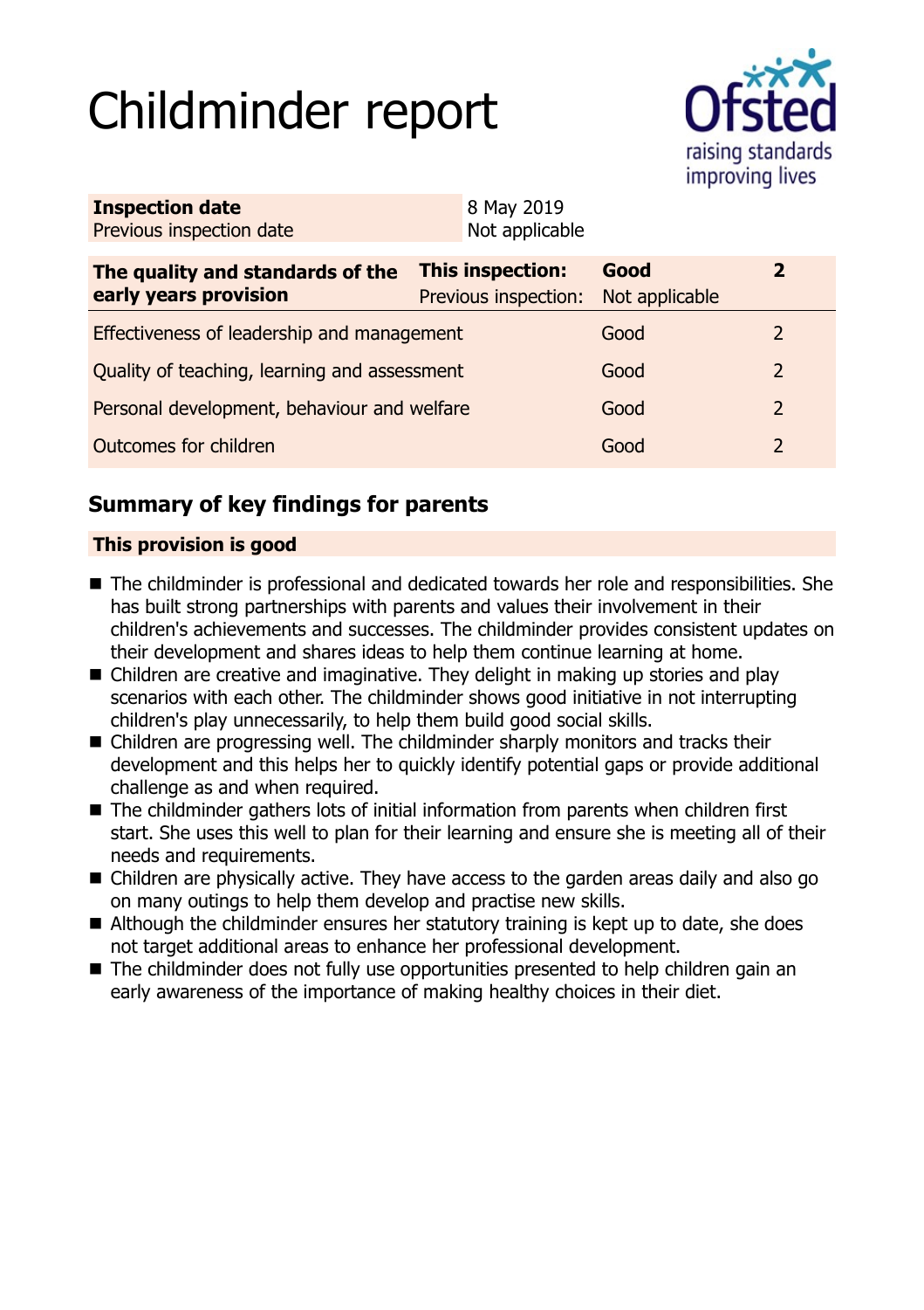# Childminder report

| Inspection date | 8 May 2019 |
| --- | --- |
| Previous inspection date | Not applicable |

| The quality and standards of the early years provision | This inspection: | Good | 2 |
| --- | --- | --- | --- |
| | Previous inspection: | Not applicable | |
| Effectiveness of leadership and management | | Good | 2 |
| Quality of teaching, learning and assessment | | Good | 2 |
| Personal development, behaviour and welfare | | Good | 2 |
| Outcomes for children | | Good | 2 |

## Summary of key findings for parents

### This provision is good

- The childminder is professional and dedicated towards her role and responsibilities. She has built strong partnerships with parents and values their involvement in their children's achievements and successes. The childminder provides consistent updates on their development and shares ideas to help them continue learning at home.
- Children are creative and imaginative. They delight in making up stories and play scenarios with each other. The childminder shows good initiative in not interrupting children's play unnecessarily, to help them build good social skills.
- Children are progressing well. The childminder sharply monitors and tracks their development and this helps her to quickly identify potential gaps or provide additional challenge as and when required.
- The childminder gathers lots of initial information from parents when children first start. She uses this well to plan for their learning and ensure she is meeting all of their needs and requirements.
- Children are physically active. They have access to the garden areas daily and also go on many outings to help them develop and practise new skills.
- Although the childminder ensures her statutory training is kept up to date, she does not target additional areas to enhance her professional development.
- The childminder does not fully use opportunities presented to help children gain an early awareness of the importance of making healthy choices in their diet.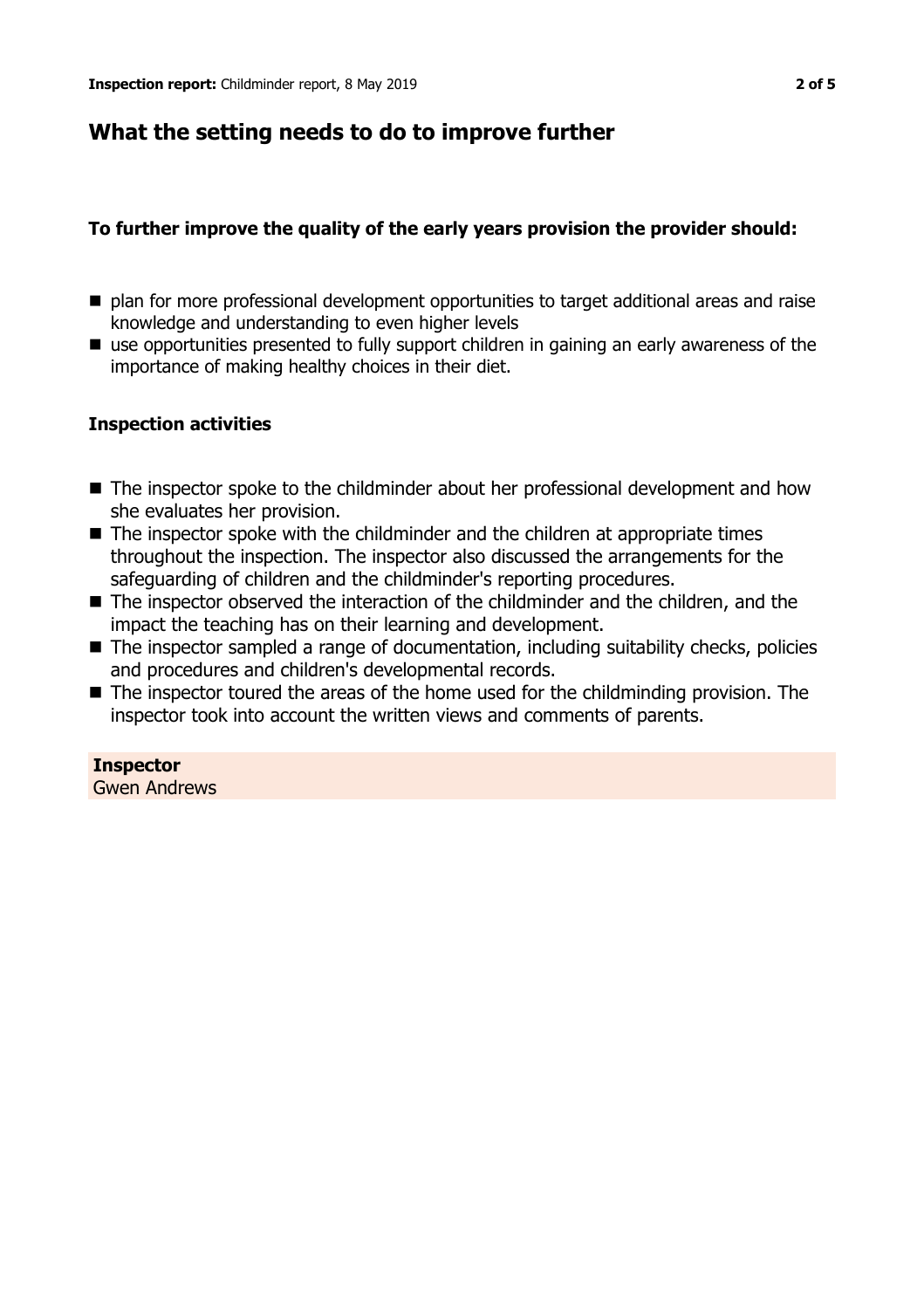## What the setting needs to do to improve further

**To further improve the quality of the early years provision the provider should:**

- plan for more professional development opportunities to target additional areas and raise knowledge and understanding to even higher levels
- use opportunities presented to fully support children in gaining an early awareness of the importance of making healthy choices in their diet.

**Inspection activities**

- The inspector spoke to the childminder about her professional development and how she evaluates her provision.
- The inspector spoke with the childminder and the children at appropriate times throughout the inspection. The inspector also discussed the arrangements for the safeguarding of children and the childminder's reporting procedures.
- The inspector observed the interaction of the childminder and the children, and the impact the teaching has on their learning and development.
- The inspector sampled a range of documentation, including suitability checks, policies and procedures and children's developmental records.
- The inspector toured the areas of the home used for the childminding provision. The inspector took into account the written views and comments of parents.

**Inspector**
Gwen Andrews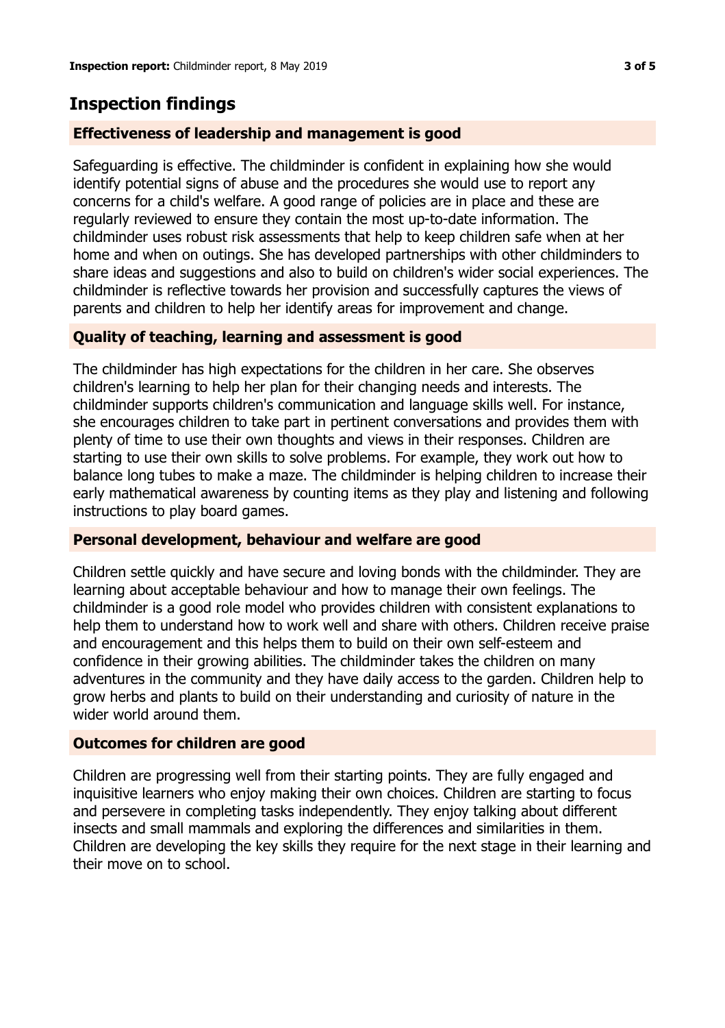## Inspection findings

### Effectiveness of leadership and management is good

Safeguarding is effective. The childminder is confident in explaining how she would identify potential signs of abuse and the procedures she would use to report any concerns for a child's welfare. A good range of policies are in place and these are regularly reviewed to ensure they contain the most up-to-date information. The childminder uses robust risk assessments that help to keep children safe when at her home and when on outings. She has developed partnerships with other childminders to share ideas and suggestions and also to build on children's wider social experiences. The childminder is reflective towards her provision and successfully captures the views of parents and children to help her identify areas for improvement and change.

### Quality of teaching, learning and assessment is good

The childminder has high expectations for the children in her care. She observes children's learning to help her plan for their changing needs and interests. The childminder supports children's communication and language skills well. For instance, she encourages children to take part in pertinent conversations and provides them with plenty of time to use their own thoughts and views in their responses. Children are starting to use their own skills to solve problems. For example, they work out how to balance long tubes to make a maze. The childminder is helping children to increase their early mathematical awareness by counting items as they play and listening and following instructions to play board games.

### Personal development, behaviour and welfare are good

Children settle quickly and have secure and loving bonds with the childminder. They are learning about acceptable behaviour and how to manage their own feelings. The childminder is a good role model who provides children with consistent explanations to help them to understand how to work well and share with others. Children receive praise and encouragement and this helps them to build on their own self-esteem and confidence in their growing abilities. The childminder takes the children on many adventures in the community and they have daily access to the garden. Children help to grow herbs and plants to build on their understanding and curiosity of nature in the wider world around them.

### Outcomes for children are good

Children are progressing well from their starting points. They are fully engaged and inquisitive learners who enjoy making their own choices. Children are starting to focus and persevere in completing tasks independently. They enjoy talking about different insects and small mammals and exploring the differences and similarities in them. Children are developing the key skills they require for the next stage in their learning and their move on to school.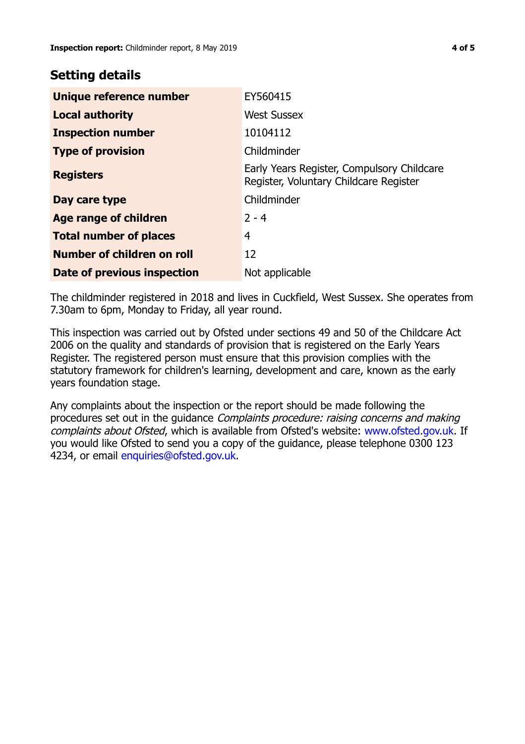## Setting details

| | |
|---|---|
| **Unique reference number** | EY560415 |
| **Local authority** | West Sussex |
| **Inspection number** | 10104112 |
| **Type of provision** | Childminder |
| **Registers** | Early Years Register, Compulsory Childcare Register, Voluntary Childcare Register |
| **Day care type** | Childminder |
| **Age range of children** | 2 - 4 |
| **Total number of places** | 4 |
| **Number of children on roll** | 12 |
| **Date of previous inspection** | Not applicable |

The childminder registered in 2018 and lives in Cuckfield, West Sussex. She operates from 7.30am to 6pm, Monday to Friday, all year round.

This inspection was carried out by Ofsted under sections 49 and 50 of the Childcare Act 2006 on the quality and standards of provision that is registered on the Early Years Register. The registered person must ensure that this provision complies with the statutory framework for children's learning, development and care, known as the early years foundation stage.

Any complaints about the inspection or the report should be made following the procedures set out in the guidance *Complaints procedure: raising concerns and making complaints about Ofsted*, which is available from Ofsted's website: www.ofsted.gov.uk. If you would like Ofsted to send you a copy of the guidance, please telephone 0300 123 4234, or email enquiries@ofsted.gov.uk.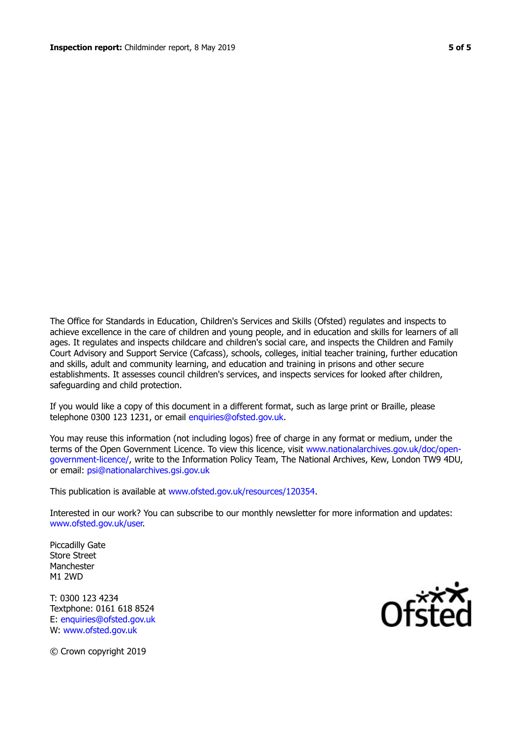The Office for Standards in Education, Children's Services and Skills (Ofsted) regulates and inspects to achieve excellence in the care of children and young people, and in education and skills for learners of all ages. It regulates and inspects childcare and children's social care, and inspects the Children and Family Court Advisory and Support Service (Cafcass), schools, colleges, initial teacher training, further education and skills, adult and community learning, and education and training in prisons and other secure establishments. It assesses council children's services, and inspects services for looked after children, safeguarding and child protection.

If you would like a copy of this document in a different format, such as large print or Braille, please telephone 0300 123 1231, or email enquiries@ofsted.gov.uk.

You may reuse this information (not including logos) free of charge in any format or medium, under the terms of the Open Government Licence. To view this licence, visit www.nationalarchives.gov.uk/doc/open-government-licence/, write to the Information Policy Team, The National Archives, Kew, London TW9 4DU, or email: psi@nationalarchives.gsi.gov.uk

This publication is available at www.ofsted.gov.uk/resources/120354.

Interested in our work? You can subscribe to our monthly newsletter for more information and updates: www.ofsted.gov.uk/user.

Piccadilly Gate
Store Street
Manchester
M1 2WD

T: 0300 123 4234
Textphone: 0161 618 8524
E: enquiries@ofsted.gov.uk
W: www.ofsted.gov.uk

© Crown copyright 2019

Ofsted